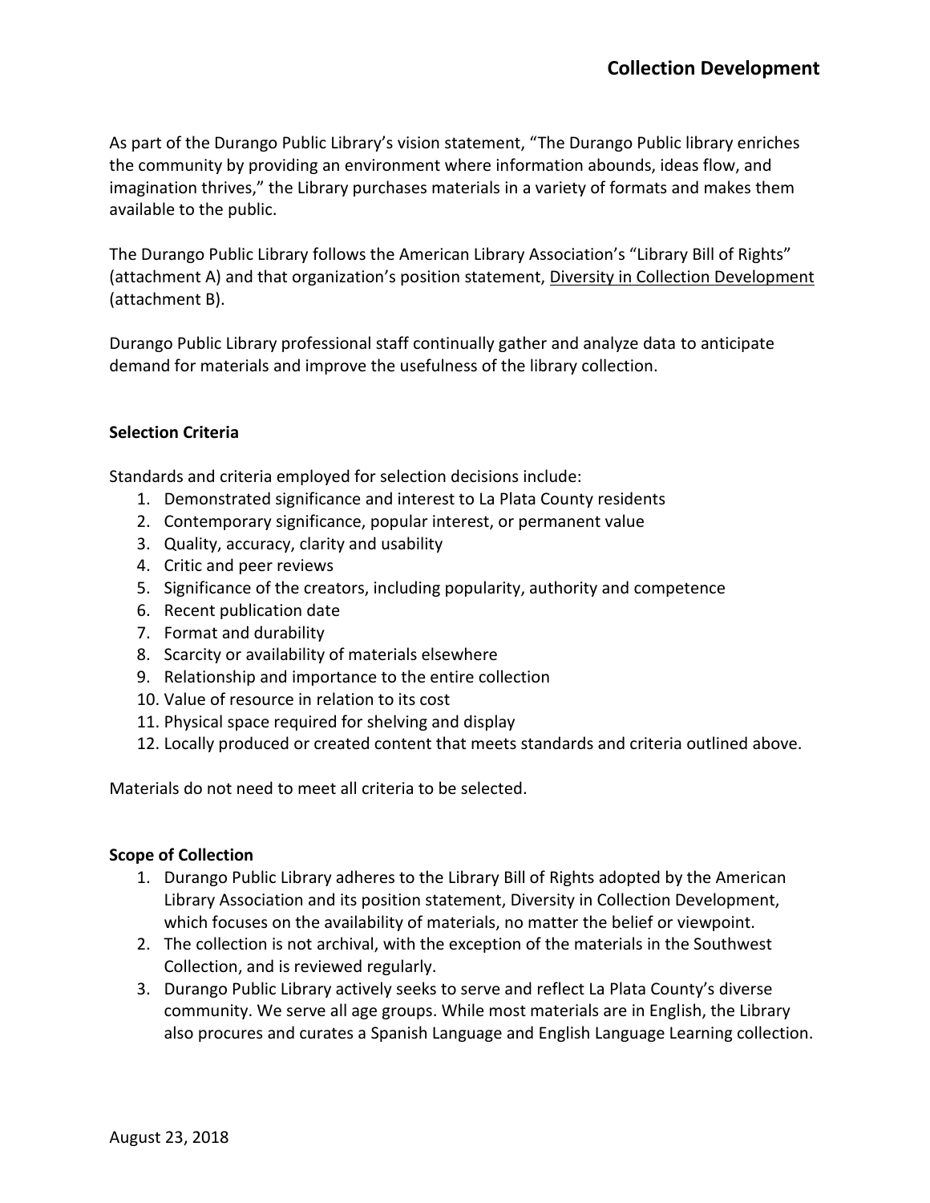# Collection Development

As part of the Durango Public Library's vision statement, "The Durango Public library enriches the community by providing an environment where information abounds, ideas flow, and imagination thrives," the Library purchases materials in a variety of formats and makes them available to the public.

The Durango Public Library follows the American Library Association's "Library Bill of Rights" (attachment A) and that organization's position statement, Diversity in Collection Development (attachment B).

Durango Public Library professional staff continually gather and analyze data to anticipate demand for materials and improve the usefulness of the library collection.

## Selection Criteria

Standards and criteria employed for selection decisions include:

1. Demonstrated significance and interest to La Plata County residents
2. Contemporary significance, popular interest, or permanent value
3. Quality, accuracy, clarity and usability
4. Critic and peer reviews
5. Significance of the creators, including popularity, authority and competence
6. Recent publication date
7. Format and durability
8. Scarcity or availability of materials elsewhere
9. Relationship and importance to the entire collection
10. Value of resource in relation to its cost
11. Physical space required for shelving and display
12. Locally produced or created content that meets standards and criteria outlined above.

Materials do not need to meet all criteria to be selected.

## Scope of Collection

1. Durango Public Library adheres to the Library Bill of Rights adopted by the American Library Association and its position statement, Diversity in Collection Development, which focuses on the availability of materials, no matter the belief or viewpoint.
2. The collection is not archival, with the exception of the materials in the Southwest Collection, and is reviewed regularly.
3. Durango Public Library actively seeks to serve and reflect La Plata County's diverse community. We serve all age groups. While most materials are in English, the Library also procures and curates a Spanish Language and English Language Learning collection.

August 23, 2018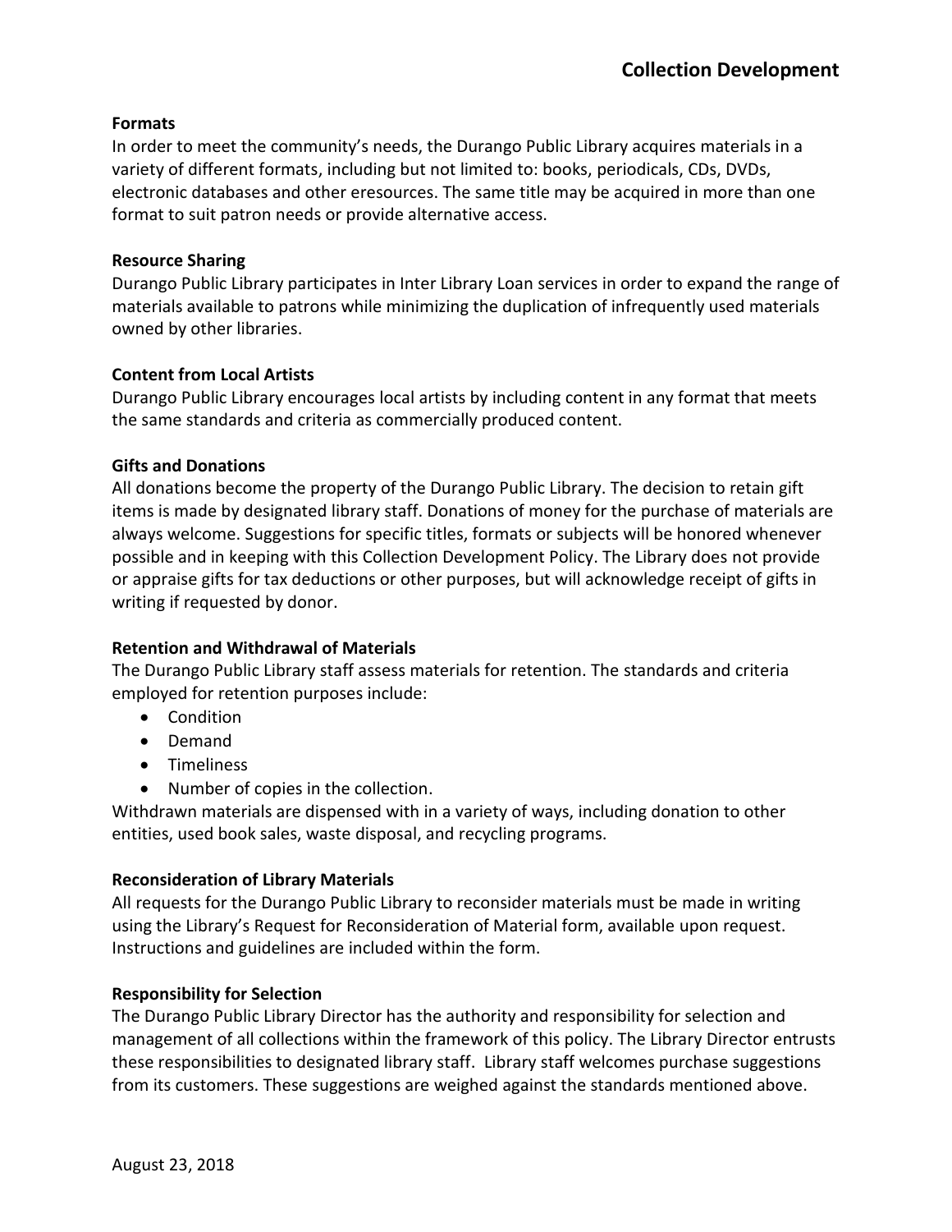### Formats

In order to meet the community's needs, the Durango Public Library acquires materials in a variety of different formats, including but not limited to: books, periodicals, CDs, DVDs, electronic databases and other eresources. The same title may be acquired in more than one format to suit patron needs or provide alternative access.

### Resource Sharing

Durango Public Library participates in Inter Library Loan services in order to expand the range of materials available to patrons while minimizing the duplication of infrequently used materials owned by other libraries.

### Content from Local Artists

Durango Public Library encourages local artists by including content in any format that meets the same standards and criteria as commercially produced content.

### Gifts and Donations

All donations become the property of the Durango Public Library. The decision to retain gift items is made by designated library staff. Donations of money for the purchase of materials are always welcome. Suggestions for specific titles, formats or subjects will be honored whenever possible and in keeping with this Collection Development Policy. The Library does not provide or appraise gifts for tax deductions or other purposes, but will acknowledge receipt of gifts in writing if requested by donor.

### Retention and Withdrawal of Materials

The Durango Public Library staff assess materials for retention. The standards and criteria employed for retention purposes include:

- Condition
- Demand
- Timeliness
- Number of copies in the collection.

Withdrawn materials are dispensed with in a variety of ways, including donation to other entities, used book sales, waste disposal, and recycling programs.

### Reconsideration of Library Materials

All requests for the Durango Public Library to reconsider materials must be made in writing using the Library's Request for Reconsideration of Material form, available upon request. Instructions and guidelines are included within the form.

### Responsibility for Selection

The Durango Public Library Director has the authority and responsibility for selection and management of all collections within the framework of this policy. The Library Director entrusts these responsibilities to designated library staff. Library staff welcomes purchase suggestions from its customers. These suggestions are weighed against the standards mentioned above.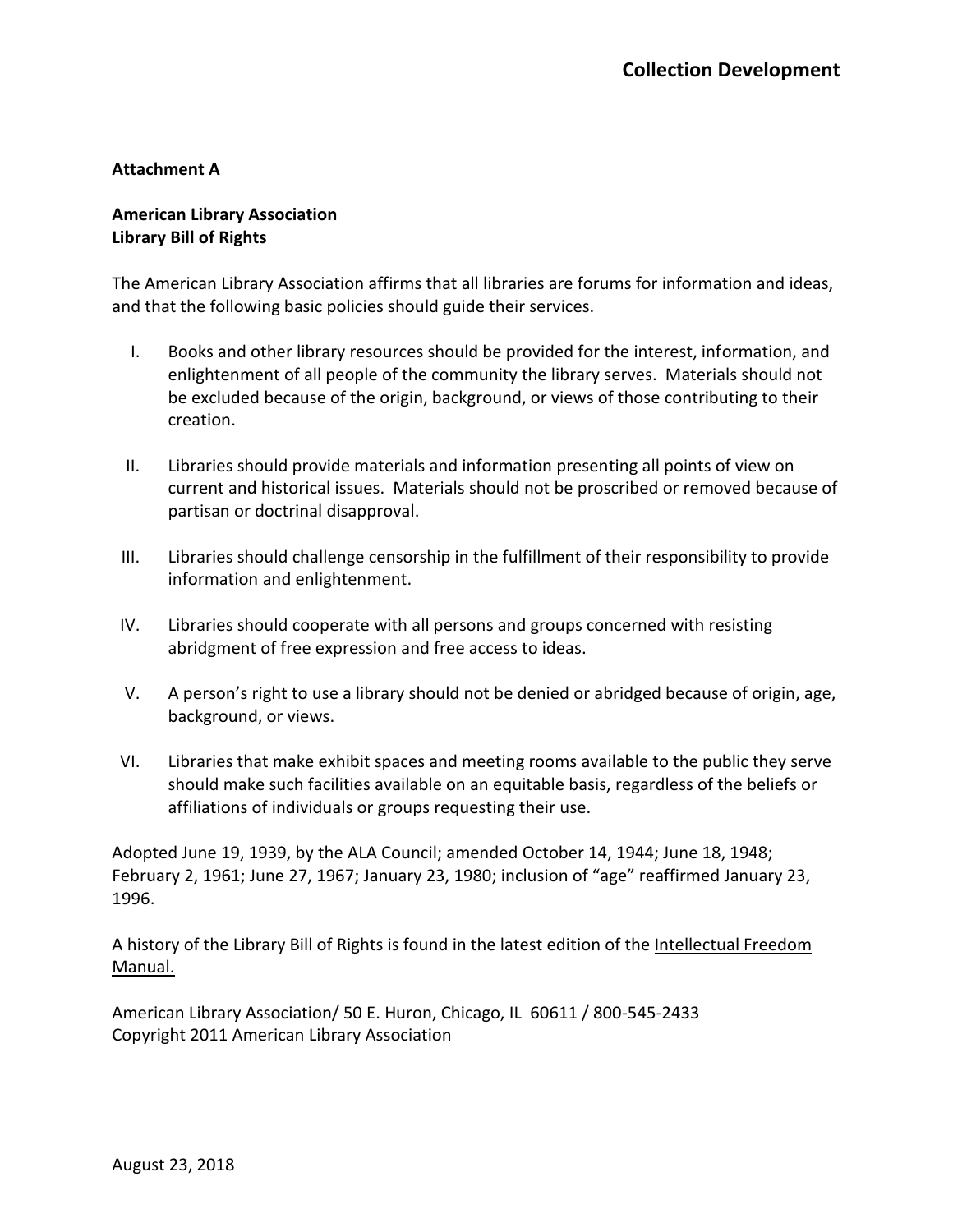**Attachment A**

**American Library Association**
**Library Bill of Rights**

The American Library Association affirms that all libraries are forums for information and ideas, and that the following basic policies should guide their services.

I. Books and other library resources should be provided for the interest, information, and enlightenment of all people of the community the library serves. Materials should not be excluded because of the origin, background, or views of those contributing to their creation.

II. Libraries should provide materials and information presenting all points of view on current and historical issues. Materials should not be proscribed or removed because of partisan or doctrinal disapproval.

III. Libraries should challenge censorship in the fulfillment of their responsibility to provide information and enlightenment.

IV. Libraries should cooperate with all persons and groups concerned with resisting abridgment of free expression and free access to ideas.

V. A person's right to use a library should not be denied or abridged because of origin, age, background, or views.

VI. Libraries that make exhibit spaces and meeting rooms available to the public they serve should make such facilities available on an equitable basis, regardless of the beliefs or affiliations of individuals or groups requesting their use.

Adopted June 19, 1939, by the ALA Council; amended October 14, 1944; June 18, 1948; February 2, 1961; June 27, 1967; January 23, 1980; inclusion of "age" reaffirmed January 23, 1996.

A history of the Library Bill of Rights is found in the latest edition of the Intellectual Freedom Manual.

American Library Association/ 50 E. Huron, Chicago, IL 60611 / 800-545-2433
Copyright 2011 American Library Association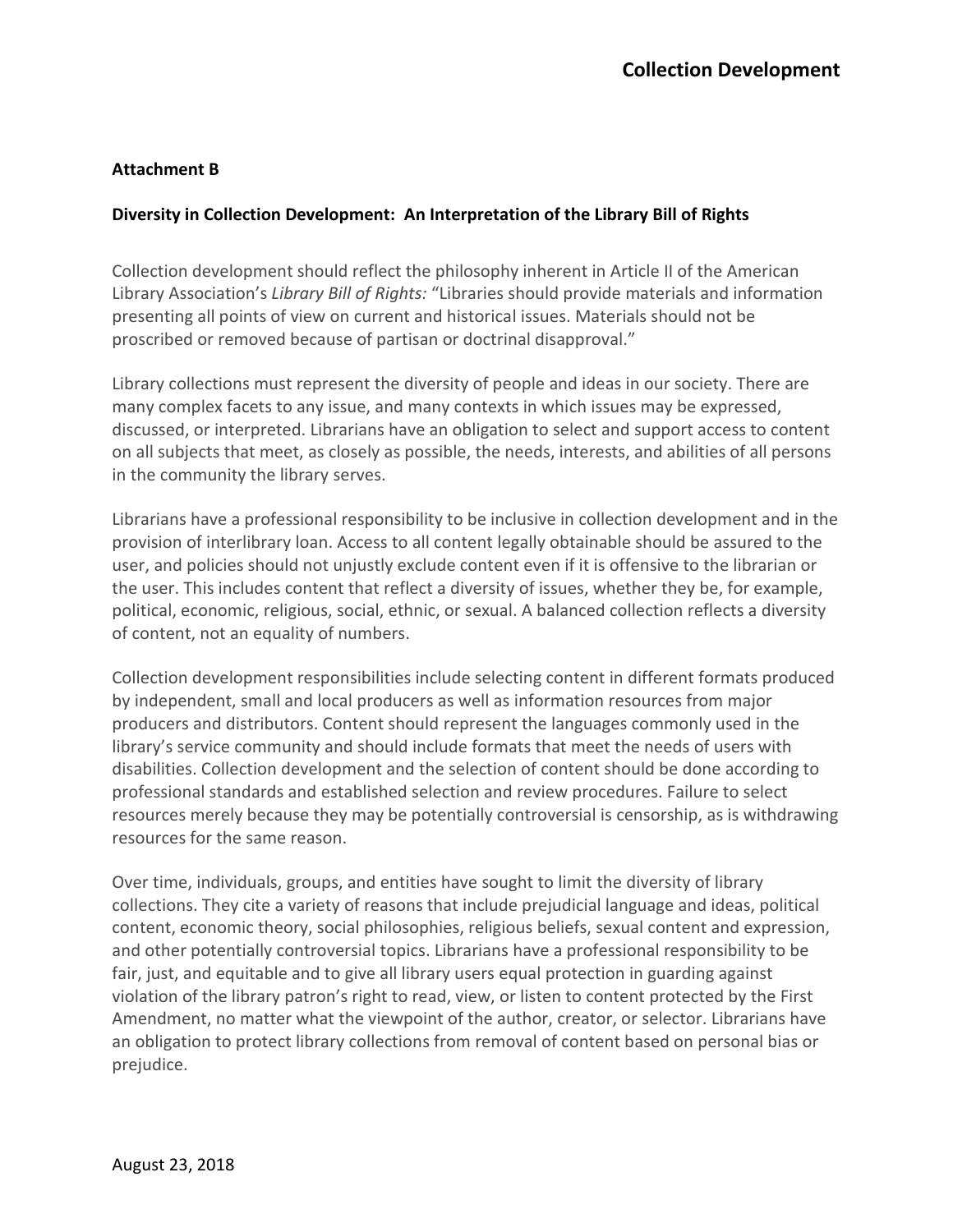**Attachment B**

**Diversity in Collection Development: An Interpretation of the Library Bill of Rights**

Collection development should reflect the philosophy inherent in Article II of the American Library Association's *Library Bill of Rights:* "Libraries should provide materials and information presenting all points of view on current and historical issues. Materials should not be proscribed or removed because of partisan or doctrinal disapproval."

Library collections must represent the diversity of people and ideas in our society. There are many complex facets to any issue, and many contexts in which issues may be expressed, discussed, or interpreted. Librarians have an obligation to select and support access to content on all subjects that meet, as closely as possible, the needs, interests, and abilities of all persons in the community the library serves.

Librarians have a professional responsibility to be inclusive in collection development and in the provision of interlibrary loan. Access to all content legally obtainable should be assured to the user, and policies should not unjustly exclude content even if it is offensive to the librarian or the user. This includes content that reflect a diversity of issues, whether they be, for example, political, economic, religious, social, ethnic, or sexual. A balanced collection reflects a diversity of content, not an equality of numbers.

Collection development responsibilities include selecting content in different formats produced by independent, small and local producers as well as information resources from major producers and distributors. Content should represent the languages commonly used in the library's service community and should include formats that meet the needs of users with disabilities. Collection development and the selection of content should be done according to professional standards and established selection and review procedures. Failure to select resources merely because they may be potentially controversial is censorship, as is withdrawing resources for the same reason.

Over time, individuals, groups, and entities have sought to limit the diversity of library collections. They cite a variety of reasons that include prejudicial language and ideas, political content, economic theory, social philosophies, religious beliefs, sexual content and expression, and other potentially controversial topics. Librarians have a professional responsibility to be fair, just, and equitable and to give all library users equal protection in guarding against violation of the library patron's right to read, view, or listen to content protected by the First Amendment, no matter what the viewpoint of the author, creator, or selector. Librarians have an obligation to protect library collections from removal of content based on personal bias or prejudice.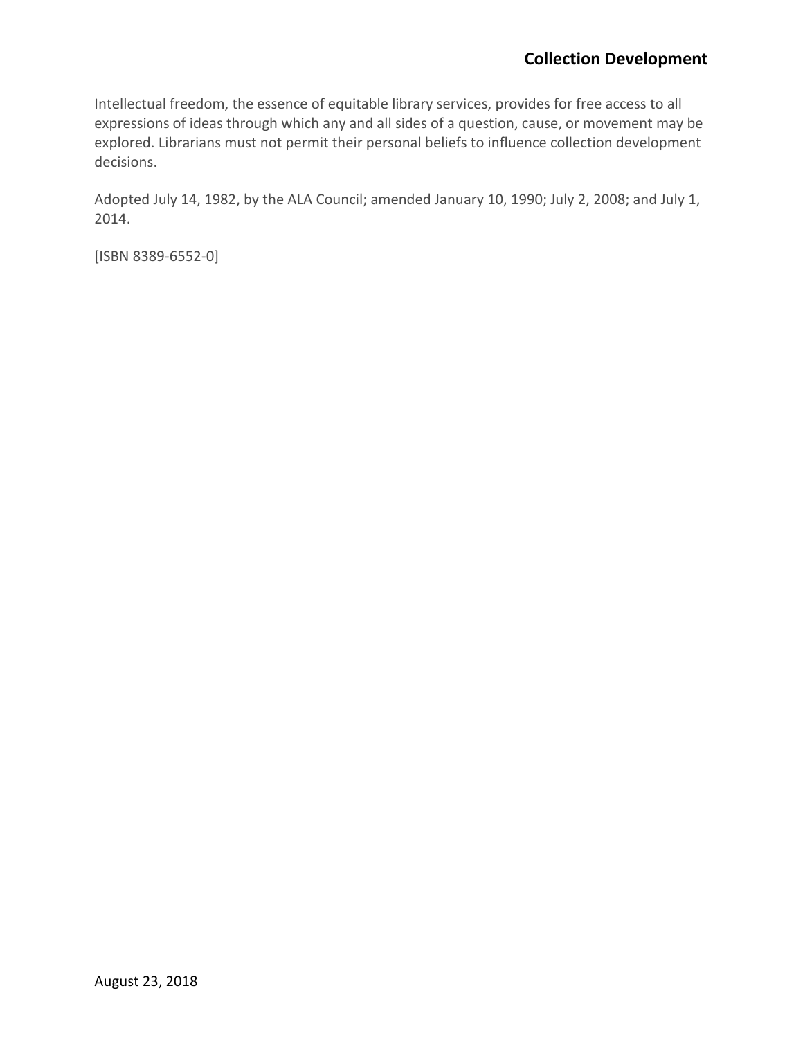Intellectual freedom, the essence of equitable library services, provides for free access to all expressions of ideas through which any and all sides of a question, cause, or movement may be explored. Librarians must not permit their personal beliefs to influence collection development decisions.

Adopted July 14, 1982, by the ALA Council; amended January 10, 1990; July 2, 2008; and July 1, 2014.

[ISBN 8389-6552-0]